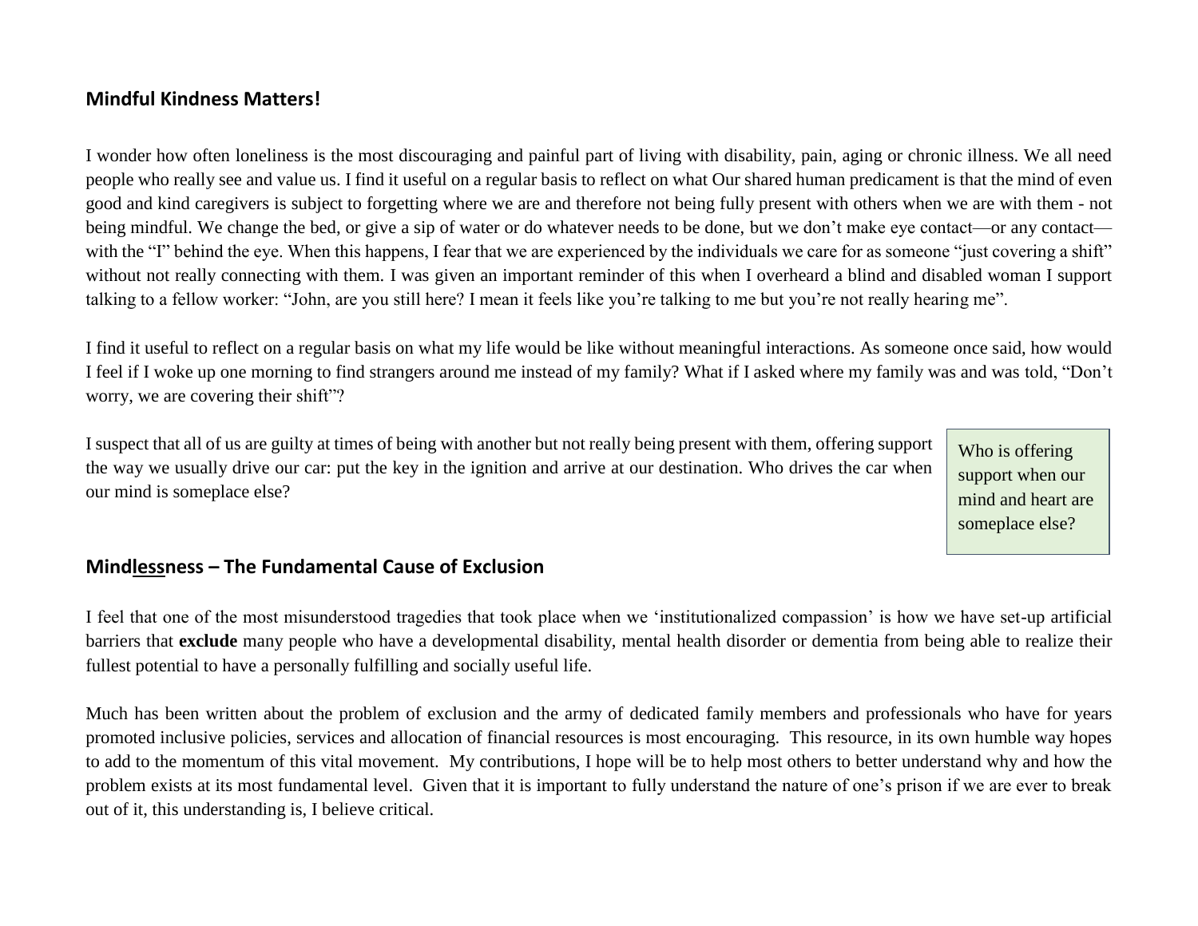## Mindful Kindness Matters!

I wonder how often loneliness is the most discouraging and painful part of living with disability, pain, aging or chronic illness. We all need people who really see and value us. I find it useful on a regular basis to reflect on what Our shared human predicament is that the mind of even good and kind caregivers is subject to forgetting where we are and therefore not being fully present with others when we are with them - not being mindful. We change the bed, or give a sip of water or do whatever needs to be done, but we don't make eye contact—or any contact—with the "I" behind the eye. When this happens, I fear that we are experienced by the individuals we care for as someone "just covering a shift" without not really connecting with them. I was given an important reminder of this when I overheard a blind and disabled woman I support talking to a fellow worker: "John, are you still here? I mean it feels like you're talking to me but you're not really hearing me".

I find it useful to reflect on a regular basis on what my life would be like without meaningful interactions. As someone once said, how would I feel if I woke up one morning to find strangers around me instead of my family? What if I asked where my family was and was told, "Don't worry, we are covering their shift"?

I suspect that all of us are guilty at times of being with another but not really being present with them, offering support the way we usually drive our car: put the key in the ignition and arrive at our destination. Who drives the car when our mind is someplace else?

> Who is offering support when our mind and heart are someplace else?

## Mind<u>less</u>ness – The Fundamental Cause of Exclusion

I feel that one of the most misunderstood tragedies that took place when we 'institutionalized compassion' is how we have set-up artificial barriers that **exclude** many people who have a developmental disability, mental health disorder or dementia from being able to realize their fullest potential to have a personally fulfilling and socially useful life.

Much has been written about the problem of exclusion and the army of dedicated family members and professionals who have for years promoted inclusive policies, services and allocation of financial resources is most encouraging. This resource, in its own humble way hopes to add to the momentum of this vital movement. My contributions, I hope will be to help most others to better understand why and how the problem exists at its most fundamental level. Given that it is important to fully understand the nature of one's prison if we are ever to break out of it, this understanding is, I believe critical.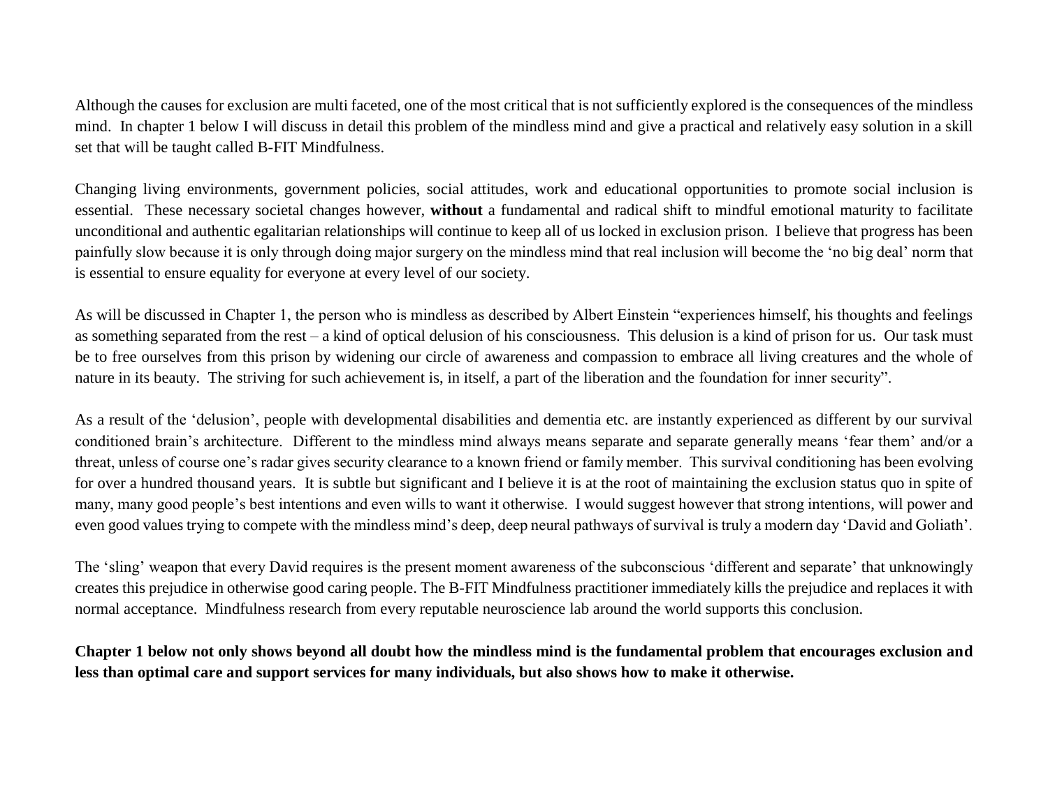Although the causes for exclusion are multi faceted, one of the most critical that is not sufficiently explored is the consequences of the mindless mind. In chapter 1 below I will discuss in detail this problem of the mindless mind and give a practical and relatively easy solution in a skill set that will be taught called B-FIT Mindfulness.

Changing living environments, government policies, social attitudes, work and educational opportunities to promote social inclusion is essential. These necessary societal changes however, **without** a fundamental and radical shift to mindful emotional maturity to facilitate unconditional and authentic egalitarian relationships will continue to keep all of us locked in exclusion prison. I believe that progress has been painfully slow because it is only through doing major surgery on the mindless mind that real inclusion will become the 'no big deal' norm that is essential to ensure equality for everyone at every level of our society.

As will be discussed in Chapter 1, the person who is mindless as described by Albert Einstein "experiences himself, his thoughts and feelings as something separated from the rest – a kind of optical delusion of his consciousness. This delusion is a kind of prison for us. Our task must be to free ourselves from this prison by widening our circle of awareness and compassion to embrace all living creatures and the whole of nature in its beauty. The striving for such achievement is, in itself, a part of the liberation and the foundation for inner security".

As a result of the 'delusion', people with developmental disabilities and dementia etc. are instantly experienced as different by our survival conditioned brain's architecture. Different to the mindless mind always means separate and separate generally means 'fear them' and/or a threat, unless of course one's radar gives security clearance to a known friend or family member. This survival conditioning has been evolving for over a hundred thousand years. It is subtle but significant and I believe it is at the root of maintaining the exclusion status quo in spite of many, many good people's best intentions and even wills to want it otherwise. I would suggest however that strong intentions, will power and even good values trying to compete with the mindless mind's deep, deep neural pathways of survival is truly a modern day 'David and Goliath'.

The 'sling' weapon that every David requires is the present moment awareness of the subconscious 'different and separate' that unknowingly creates this prejudice in otherwise good caring people. The B-FIT Mindfulness practitioner immediately kills the prejudice and replaces it with normal acceptance. Mindfulness research from every reputable neuroscience lab around the world supports this conclusion.

**Chapter 1 below not only shows beyond all doubt how the mindless mind is the fundamental problem that encourages exclusion and less than optimal care and support services for many individuals, but also shows how to make it otherwise.**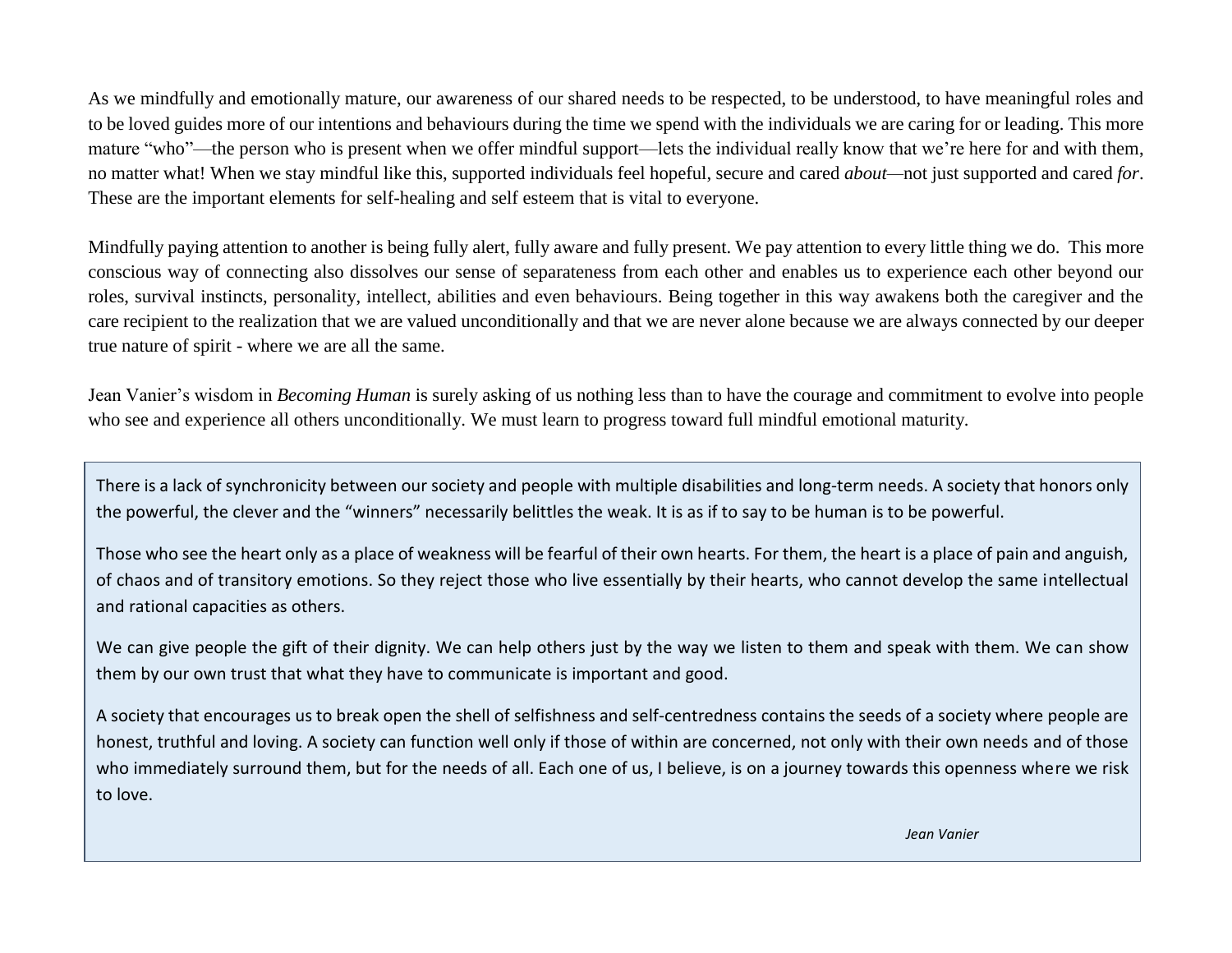As we mindfully and emotionally mature, our awareness of our shared needs to be respected, to be understood, to have meaningful roles and to be loved guides more of our intentions and behaviours during the time we spend with the individuals we are caring for or leading. This more mature "who"—the person who is present when we offer mindful support—lets the individual really know that we're here for and with them, no matter what! When we stay mindful like this, supported individuals feel hopeful, secure and cared *about*—not just supported and cared *for*. These are the important elements for self-healing and self esteem that is vital to everyone.

Mindfully paying attention to another is being fully alert, fully aware and fully present. We pay attention to every little thing we do. This more conscious way of connecting also dissolves our sense of separateness from each other and enables us to experience each other beyond our roles, survival instincts, personality, intellect, abilities and even behaviours. Being together in this way awakens both the caregiver and the care recipient to the realization that we are valued unconditionally and that we are never alone because we are always connected by our deeper true nature of spirit - where we are all the same.

Jean Vanier's wisdom in *Becoming Human* is surely asking of us nothing less than to have the courage and commitment to evolve into people who see and experience all others unconditionally. We must learn to progress toward full mindful emotional maturity.

> There is a lack of synchronicity between our society and people with multiple disabilities and long-term needs. A society that honors only the powerful, the clever and the "winners" necessarily belittles the weak. It is as if to say to be human is to be powerful.
>
> Those who see the heart only as a place of weakness will be fearful of their own hearts. For them, the heart is a place of pain and anguish, of chaos and of transitory emotions. So they reject those who live essentially by their hearts, who cannot develop the same intellectual and rational capacities as others.
>
> We can give people the gift of their dignity. We can help others just by the way we listen to them and speak with them. We can show them by our own trust that what they have to communicate is important and good.
>
> A society that encourages us to break open the shell of selfishness and self-centredness contains the seeds of a society where people are honest, truthful and loving. A society can function well only if those of within are concerned, not only with their own needs and of those who immediately surround them, but for the needs of all. Each one of us, I believe, is on a journey towards this openness where we risk to love.
>
> *Jean Vanier*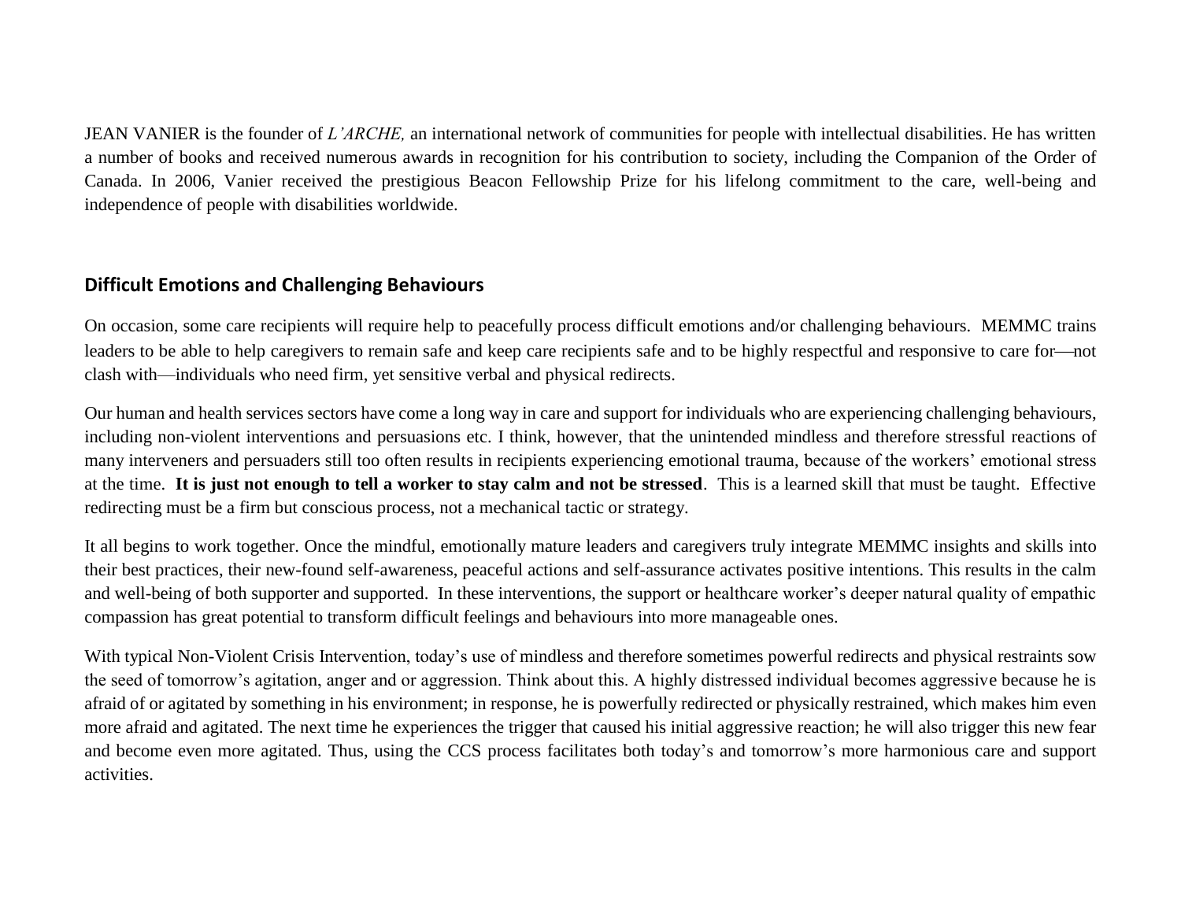JEAN VANIER is the founder of *L'ARCHE,* an international network of communities for people with intellectual disabilities. He has written a number of books and received numerous awards in recognition for his contribution to society, including the Companion of the Order of Canada. In 2006, Vanier received the prestigious Beacon Fellowship Prize for his lifelong commitment to the care, well-being and independence of people with disabilities worldwide.

## Difficult Emotions and Challenging Behaviours

On occasion, some care recipients will require help to peacefully process difficult emotions and/or challenging behaviours. MEMMC trains leaders to be able to help caregivers to remain safe and keep care recipients safe and to be highly respectful and responsive to care for—not clash with—individuals who need firm, yet sensitive verbal and physical redirects.

Our human and health services sectors have come a long way in care and support for individuals who are experiencing challenging behaviours, including non-violent interventions and persuasions etc. I think, however, that the unintended mindless and therefore stressful reactions of many interveners and persuaders still too often results in recipients experiencing emotional trauma, because of the workers' emotional stress at the time. **It is just not enough to tell a worker to stay calm and not be stressed**. This is a learned skill that must be taught. Effective redirecting must be a firm but conscious process, not a mechanical tactic or strategy.

It all begins to work together. Once the mindful, emotionally mature leaders and caregivers truly integrate MEMMC insights and skills into their best practices, their new-found self-awareness, peaceful actions and self-assurance activates positive intentions. This results in the calm and well-being of both supporter and supported. In these interventions, the support or healthcare worker's deeper natural quality of empathic compassion has great potential to transform difficult feelings and behaviours into more manageable ones.

With typical Non-Violent Crisis Intervention, today's use of mindless and therefore sometimes powerful redirects and physical restraints sow the seed of tomorrow's agitation, anger and or aggression. Think about this. A highly distressed individual becomes aggressive because he is afraid of or agitated by something in his environment; in response, he is powerfully redirected or physically restrained, which makes him even more afraid and agitated. The next time he experiences the trigger that caused his initial aggressive reaction; he will also trigger this new fear and become even more agitated. Thus, using the CCS process facilitates both today's and tomorrow's more harmonious care and support activities.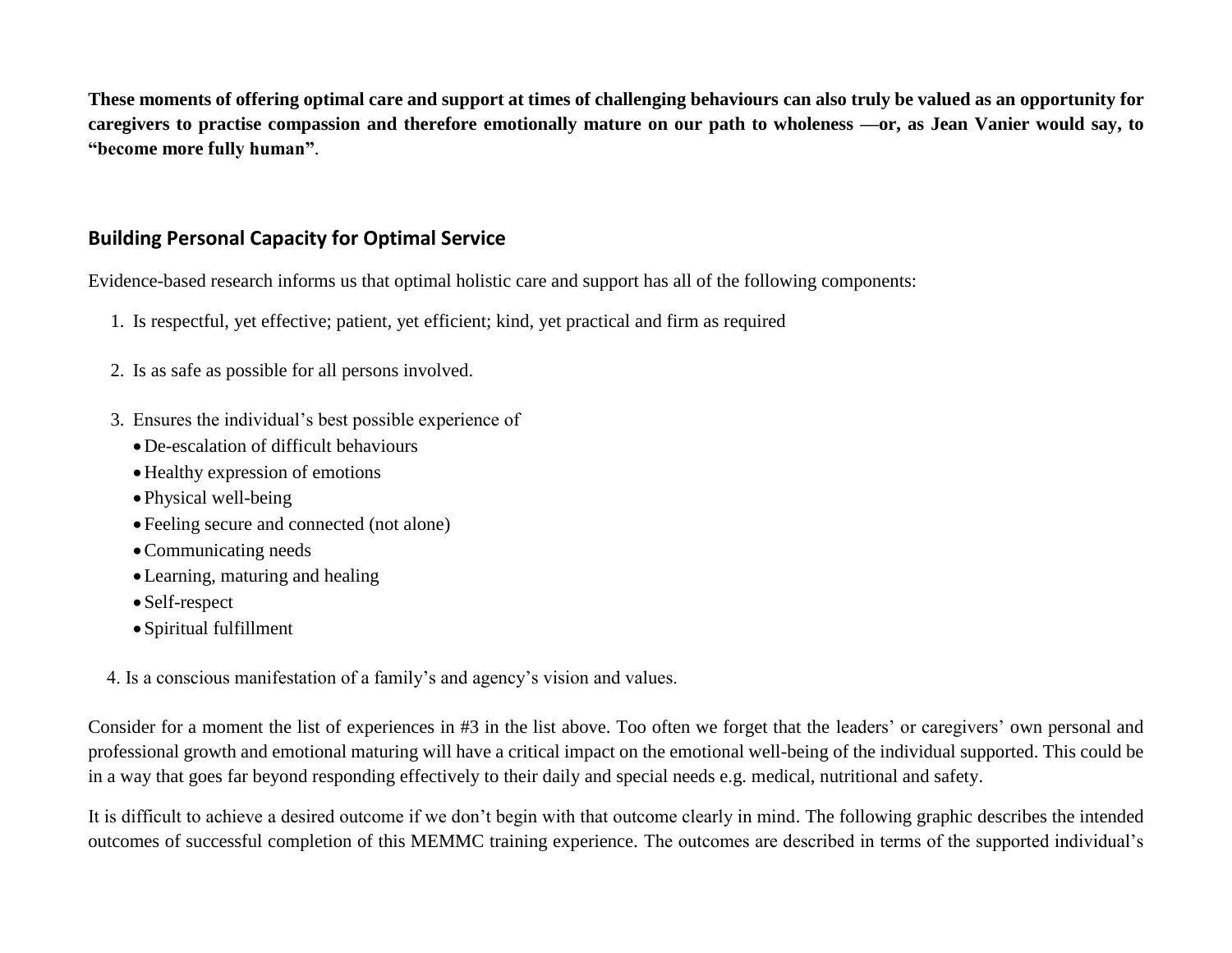**These moments of offering optimal care and support at times of challenging behaviours can also truly be valued as an opportunity for caregivers to practise compassion and therefore emotionally mature on our path to wholeness —or, as Jean Vanier would say, to "become more fully human"**.

## Building Personal Capacity for Optimal Service

Evidence-based research informs us that optimal holistic care and support has all of the following components:

1. Is respectful, yet effective; patient, yet efficient; kind, yet practical and firm as required

2. Is as safe as possible for all persons involved.

3. Ensures the individual's best possible experience of
   - De-escalation of difficult behaviours
   - Healthy expression of emotions
   - Physical well-being
   - Feeling secure and connected (not alone)
   - Communicating needs
   - Learning, maturing and healing
   - Self-respect
   - Spiritual fulfillment

4. Is a conscious manifestation of a family's and agency's vision and values.

Consider for a moment the list of experiences in #3 in the list above. Too often we forget that the leaders' or caregivers' own personal and professional growth and emotional maturing will have a critical impact on the emotional well-being of the individual supported. This could be in a way that goes far beyond responding effectively to their daily and special needs e.g. medical, nutritional and safety.

It is difficult to achieve a desired outcome if we don't begin with that outcome clearly in mind. The following graphic describes the intended outcomes of successful completion of this MEMMC training experience. The outcomes are described in terms of the supported individual's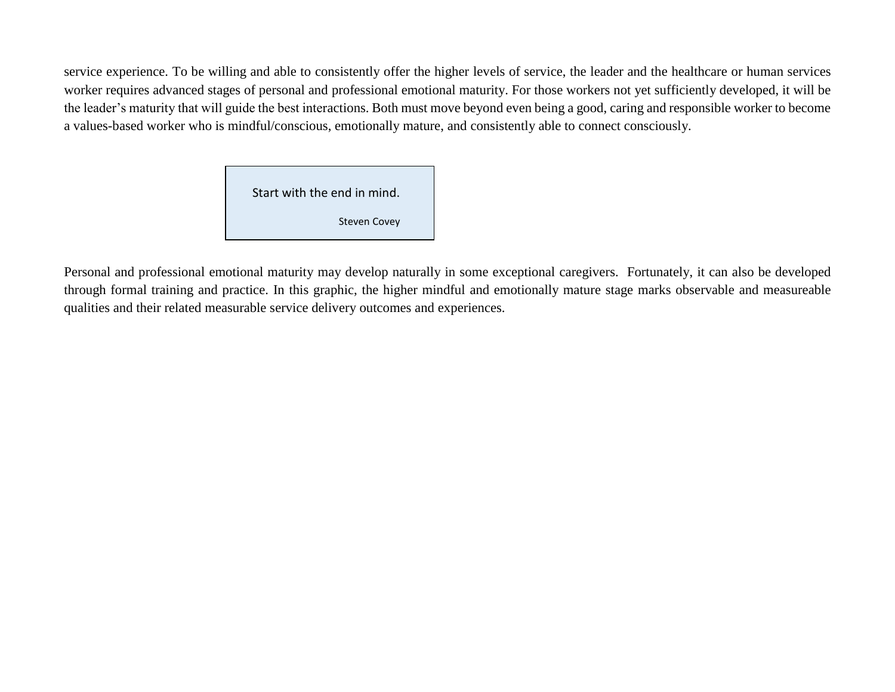service experience. To be willing and able to consistently offer the higher levels of service, the leader and the healthcare or human services worker requires advanced stages of personal and professional emotional maturity. For those workers not yet sufficiently developed, it will be the leader's maturity that will guide the best interactions. Both must move beyond even being a good, caring and responsible worker to become a values-based worker who is mindful/conscious, emotionally mature, and consistently able to connect consciously.

> Start with the end in mind.
>
> Steven Covey

Personal and professional emotional maturity may develop naturally in some exceptional caregivers. Fortunately, it can also be developed through formal training and practice. In this graphic, the higher mindful and emotionally mature stage marks observable and measureable qualities and their related measurable service delivery outcomes and experiences.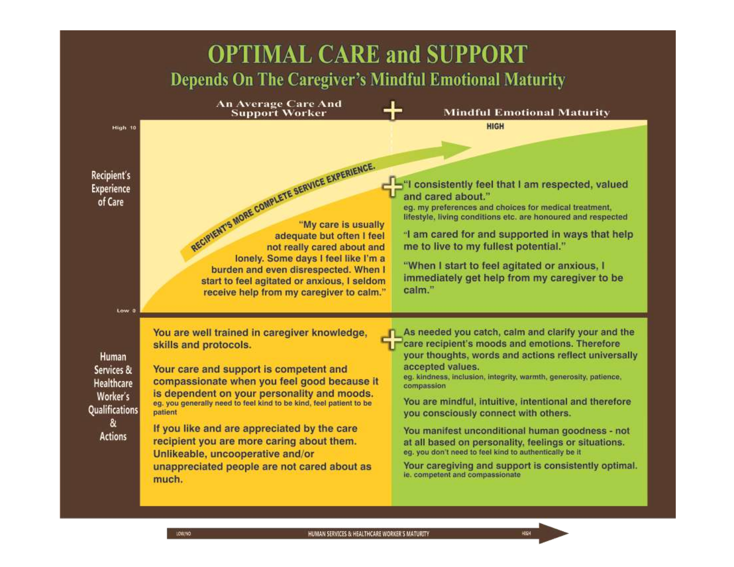# OPTIMAL CARE and SUPPORT

## Depends On The Caregiver's Mindful Emotional Maturity

| | An Average Care And Support Worker | + Mindful Emotional Maturity |
|---|---|---|
| **Recipient's Experience of Care** (High 10 – Low 0) | "My care is usually adequate but often I feel not really cared about and lonely. Some days I feel like I'm a burden and even disrespected. When I start to feel agitated or anxious, I seldom receive help from my caregiver to calm." | HIGH<br><br>+ "I consistently feel that I am respected, valued and cared about."<br>eg. my preferences and choices for medical treatment, lifestyle, living conditions etc. are honoured and respected<br><br>"I am cared for and supported in ways that help me to live to my fullest potential."<br><br>"When I start to feel agitated or anxious, I immediately get help from my caregiver to be calm." |
| **Human Services & Healthcare Worker's Qualifications & Actions** | You are well trained in caregiver knowledge, skills and protocols.<br><br>Your care and support is competent and compassionate when you feel good because it is dependent on your personality and moods.<br>eg. you generally need to feel kind to be kind, feel patient to be patient<br><br>If you like and are appreciated by the care recipient you are more caring about them. Unlikeable, uncooperative and/or unappreciated people are not cared about as much. | + As needed you catch, calm and clarify your and the care recipient's moods and emotions. Therefore your thoughts, words and actions reflect universally accepted values.<br>eg. kindness, inclusion, integrity, warmth, generosity, patience, compassion<br><br>You are mindful, intuitive, intentional and therefore you consciously connect with others.<br><br>You manifest unconditional human goodness - not at all based on personality, feelings or situations.<br>eg. you don't need to feel kind to authentically be it<br><br>Your caregiving and support is consistently optimal.<br>ie. competent and compassionate |

RECIPIENT'S MORE COMPLETE SERVICE EXPERIENCE.

LOW/NO — HUMAN SERVICES & HEALTHCARE WORKER'S MATURITY — HIGH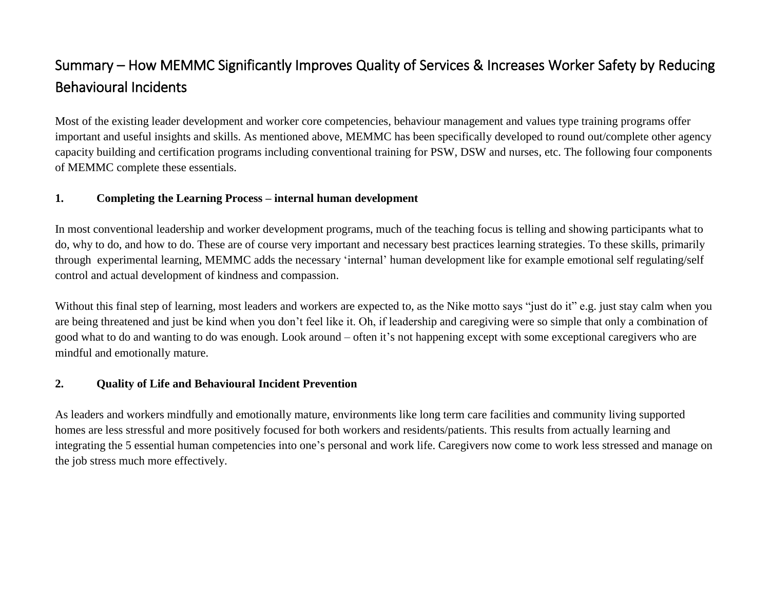# Summary – How MEMMC Significantly Improves Quality of Services & Increases Worker Safety by Reducing Behavioural Incidents

Most of the existing leader development and worker core competencies, behaviour management and values type training programs offer important and useful insights and skills. As mentioned above, MEMMC has been specifically developed to round out/complete other agency capacity building and certification programs including conventional training for PSW, DSW and nurses, etc. The following four components of MEMMC complete these essentials.

**1. Completing the Learning Process – internal human development**

In most conventional leadership and worker development programs, much of the teaching focus is telling and showing participants what to do, why to do, and how to do. These are of course very important and necessary best practices learning strategies. To these skills, primarily through experimental learning, MEMMC adds the necessary 'internal' human development like for example emotional self regulating/self control and actual development of kindness and compassion.

Without this final step of learning, most leaders and workers are expected to, as the Nike motto says "just do it" e.g. just stay calm when you are being threatened and just be kind when you don't feel like it. Oh, if leadership and caregiving were so simple that only a combination of good what to do and wanting to do was enough. Look around – often it's not happening except with some exceptional caregivers who are mindful and emotionally mature.

**2. Quality of Life and Behavioural Incident Prevention**

As leaders and workers mindfully and emotionally mature, environments like long term care facilities and community living supported homes are less stressful and more positively focused for both workers and residents/patients. This results from actually learning and integrating the 5 essential human competencies into one's personal and work life. Caregivers now come to work less stressed and manage on the job stress much more effectively.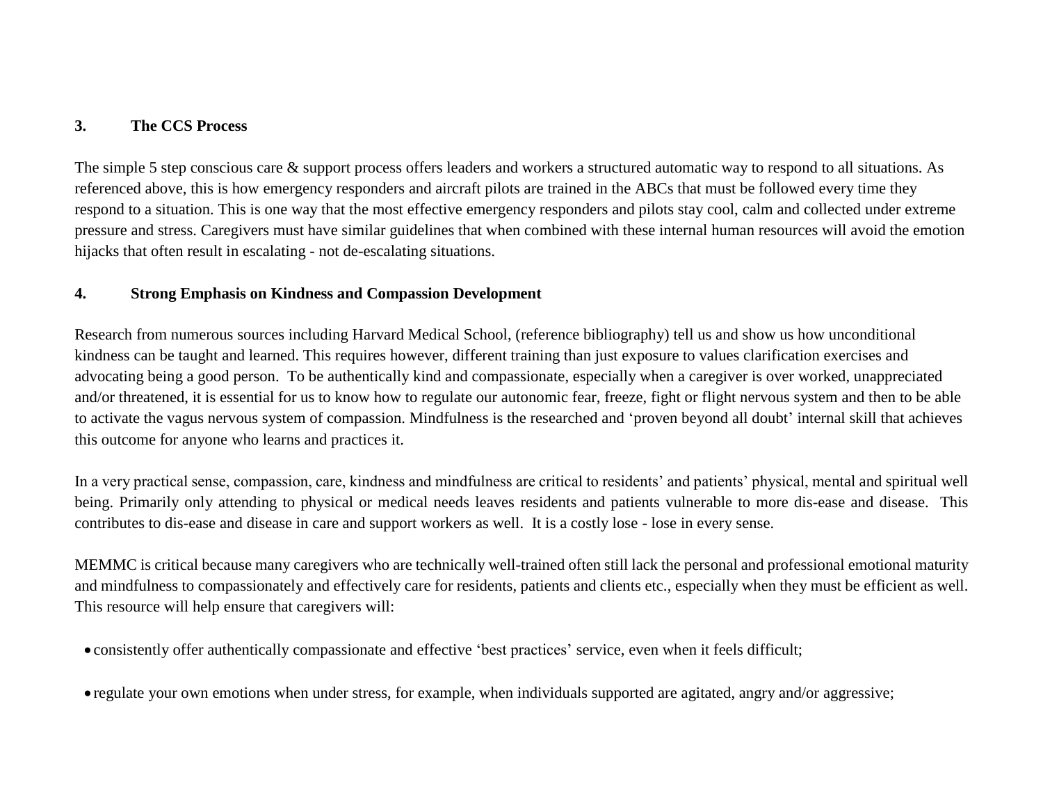### 3. The CCS Process

The simple 5 step conscious care & support process offers leaders and workers a structured automatic way to respond to all situations. As referenced above, this is how emergency responders and aircraft pilots are trained in the ABCs that must be followed every time they respond to a situation. This is one way that the most effective emergency responders and pilots stay cool, calm and collected under extreme pressure and stress. Caregivers must have similar guidelines that when combined with these internal human resources will avoid the emotion hijacks that often result in escalating - not de-escalating situations.

### 4. Strong Emphasis on Kindness and Compassion Development

Research from numerous sources including Harvard Medical School, (reference bibliography) tell us and show us how unconditional kindness can be taught and learned. This requires however, different training than just exposure to values clarification exercises and advocating being a good person. To be authentically kind and compassionate, especially when a caregiver is over worked, unappreciated and/or threatened, it is essential for us to know how to regulate our autonomic fear, freeze, fight or flight nervous system and then to be able to activate the vagus nervous system of compassion. Mindfulness is the researched and 'proven beyond all doubt' internal skill that achieves this outcome for anyone who learns and practices it.

In a very practical sense, compassion, care, kindness and mindfulness are critical to residents' and patients' physical, mental and spiritual well being. Primarily only attending to physical or medical needs leaves residents and patients vulnerable to more dis-ease and disease. This contributes to dis-ease and disease in care and support workers as well. It is a costly lose - lose in every sense.

MEMMC is critical because many caregivers who are technically well-trained often still lack the personal and professional emotional maturity and mindfulness to compassionately and effectively care for residents, patients and clients etc., especially when they must be efficient as well. This resource will help ensure that caregivers will:

- consistently offer authentically compassionate and effective 'best practices' service, even when it feels difficult;
- regulate your own emotions when under stress, for example, when individuals supported are agitated, angry and/or aggressive;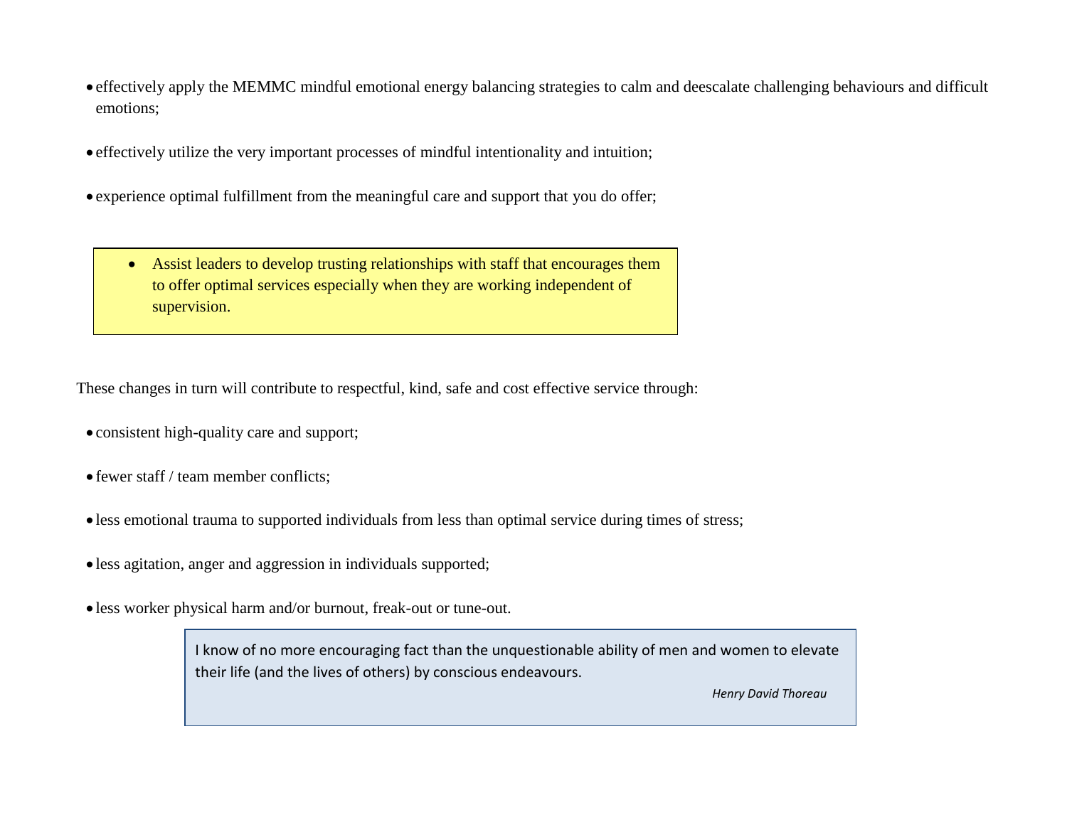- effectively apply the MEMMC mindful emotional energy balancing strategies to calm and deescalate challenging behaviours and difficult emotions;
- effectively utilize the very important processes of mindful intentionality and intuition;
- experience optimal fulfillment from the meaningful care and support that you do offer;

> - Assist leaders to develop trusting relationships with staff that encourages them to offer optimal services especially when they are working independent of supervision.

These changes in turn will contribute to respectful, kind, safe and cost effective service through:

- consistent high-quality care and support;
- fewer staff / team member conflicts;
- less emotional trauma to supported individuals from less than optimal service during times of stress;
- less agitation, anger and aggression in individuals supported;
- less worker physical harm and/or burnout, freak-out or tune-out.

> I know of no more encouraging fact than the unquestionable ability of men and women to elevate their life (and the lives of others) by conscious endeavours.
>
> *Henry David Thoreau*